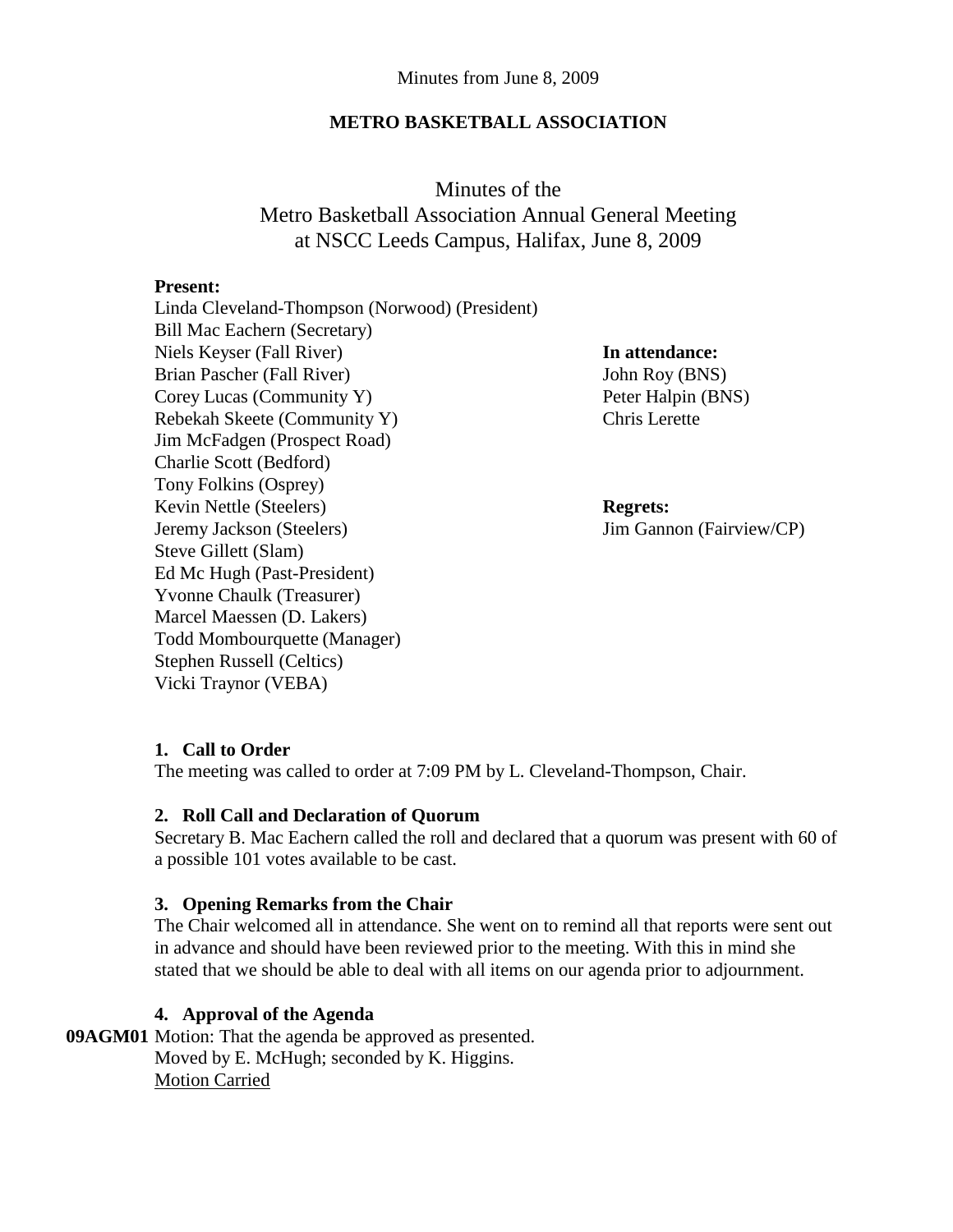Minutes from June 8, 2009

**METRO BASKETBALL ASSOCIATION**

# Minutes of the Metro Basketball Association Annual General Meeting at NSCC Leeds Campus, Halifax, June 8, 2009

**Present:**
Linda Cleveland-Thompson (Norwood) (President)
Bill Mac Eachern (Secretary)
Niels Keyser (Fall River)
Brian Pascher (Fall River)
Corey Lucas (Community Y)
Rebekah Skeete (Community Y)
Jim McFadgen (Prospect Road)
Charlie Scott (Bedford)
Tony Folkins (Osprey)
Kevin Nettle (Steelers)
Jeremy Jackson (Steelers)
Steve Gillett (Slam)
Ed Mc Hugh (Past-President)
Yvonne Chaulk (Treasurer)
Marcel Maessen (D. Lakers)
Todd Mombourquette (Manager)
Stephen Russell (Celtics)
Vicki Traynor (VEBA)

**In attendance:**
John Roy (BNS)
Peter Halpin (BNS)
Chris Lerette

**Regrets:**
Jim Gannon (Fairview/CP)

### 1. Call to Order

The meeting was called to order at 7:09 PM by L. Cleveland-Thompson, Chair.

### 2. Roll Call and Declaration of Quorum

Secretary B. Mac Eachern called the roll and declared that a quorum was present with 60 of a possible 101 votes available to be cast.

### 3. Opening Remarks from the Chair

The Chair welcomed all in attendance. She went on to remind all that reports were sent out in advance and should have been reviewed prior to the meeting. With this in mind she stated that we should be able to deal with all items on our agenda prior to adjournment.

### 4. Approval of the Agenda

**09AGM01** Motion: That the agenda be approved as presented.
Moved by E. McHugh; seconded by K. Higgins.
<u>Motion Carried</u>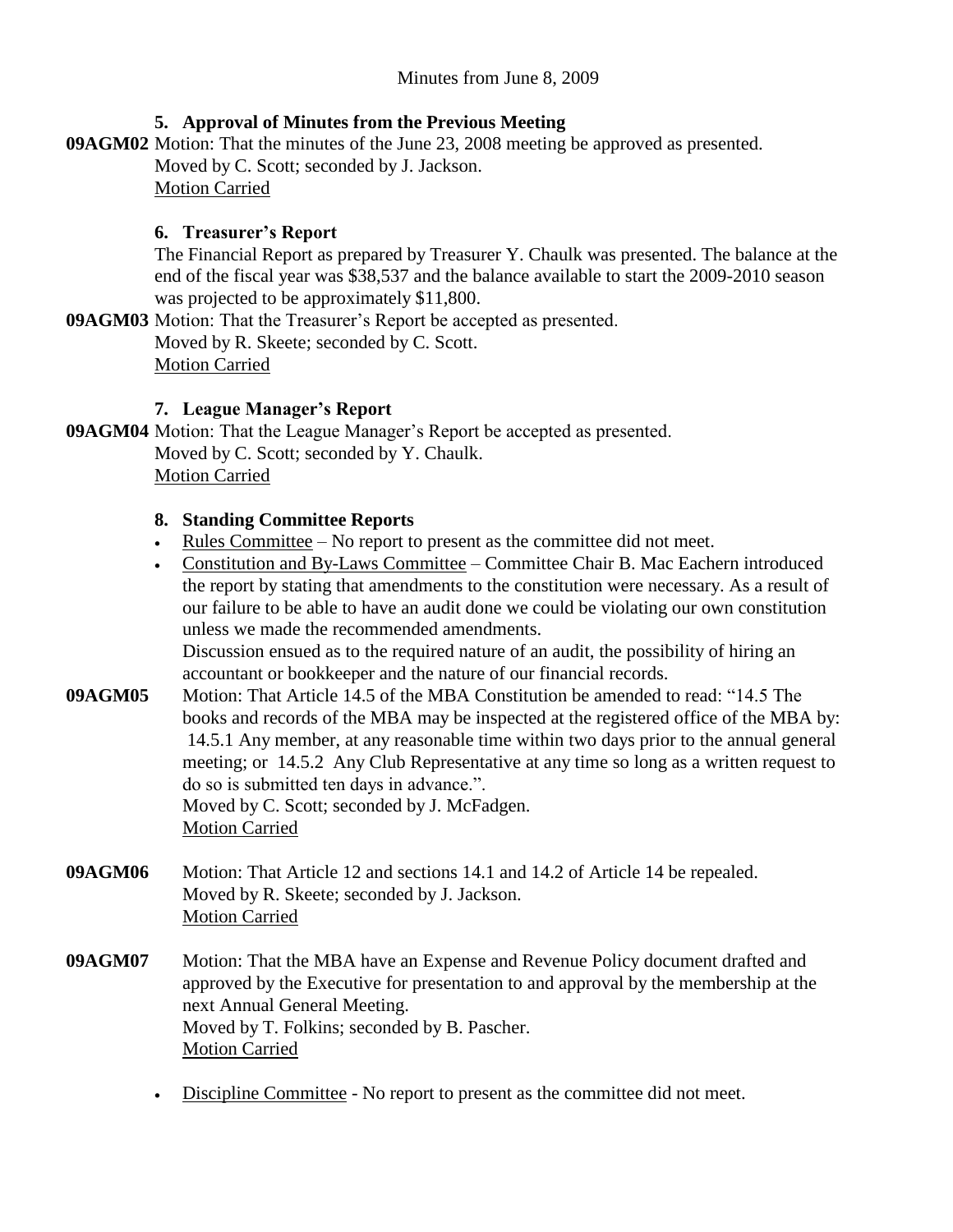Minutes from June 8, 2009

## 5. Approval of Minutes from the Previous Meeting

**09AGM02** Motion: That the minutes of the June 23, 2008 meeting be approved as presented.
Moved by C. Scott; seconded by J. Jackson.
Motion Carried

## 6. Treasurer's Report

The Financial Report as prepared by Treasurer Y. Chaulk was presented. The balance at the end of the fiscal year was $38,537 and the balance available to start the 2009-2010 season was projected to be approximately $11,800.

**09AGM03** Motion: That the Treasurer's Report be accepted as presented.
Moved by R. Skeete; seconded by C. Scott.
Motion Carried

## 7. League Manager's Report

**09AGM04** Motion: That the League Manager's Report be accepted as presented.
Moved by C. Scott; seconded by Y. Chaulk.
Motion Carried

## 8. Standing Committee Reports

- Rules Committee – No report to present as the committee did not meet.
- Constitution and By-Laws Committee – Committee Chair B. Mac Eachern introduced the report by stating that amendments to the constitution were necessary. As a result of our failure to be able to have an audit done we could be violating our own constitution unless we made the recommended amendments.
  Discussion ensued as to the required nature of an audit, the possibility of hiring an accountant or bookkeeper and the nature of our financial records.

**09AGM05** Motion: That Article 14.5 of the MBA Constitution be amended to read: "14.5 The books and records of the MBA may be inspected at the registered office of the MBA by: 14.5.1 Any member, at any reasonable time within two days prior to the annual general meeting; or 14.5.2 Any Club Representative at any time so long as a written request to do so is submitted ten days in advance.".
Moved by C. Scott; seconded by J. McFadgen.
Motion Carried

**09AGM06** Motion: That Article 12 and sections 14.1 and 14.2 of Article 14 be repealed.
Moved by R. Skeete; seconded by J. Jackson.
Motion Carried

**09AGM07** Motion: That the MBA have an Expense and Revenue Policy document drafted and approved by the Executive for presentation to and approval by the membership at the next Annual General Meeting.
Moved by T. Folkins; seconded by B. Pascher.
Motion Carried

- Discipline Committee - No report to present as the committee did not meet.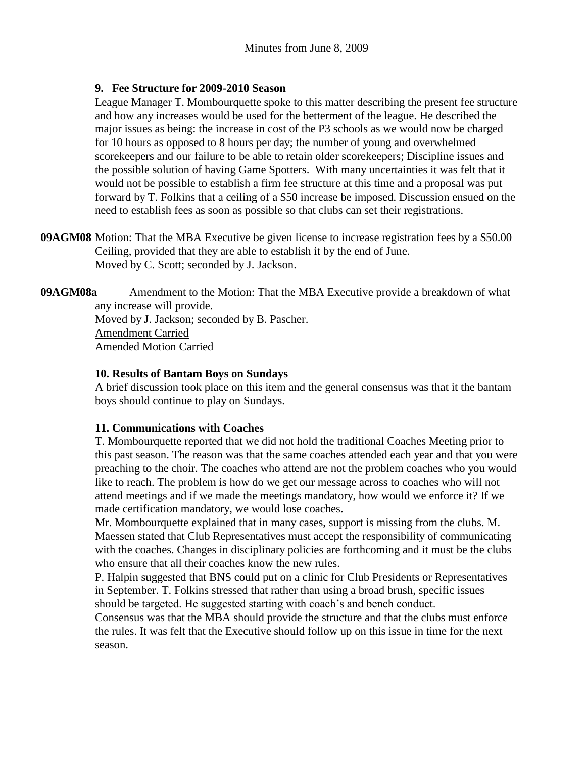Minutes from June 8, 2009

**9. Fee Structure for 2009-2010 Season**

League Manager T. Mombourquette spoke to this matter describing the present fee structure and how any increases would be used for the betterment of the league. He described the major issues as being: the increase in cost of the P3 schools as we would now be charged for 10 hours as opposed to 8 hours per day; the number of young and overwhelmed scorekeepers and our failure to be able to retain older scorekeepers; Discipline issues and the possible solution of having Game Spotters. With many uncertainties it was felt that it would not be possible to establish a firm fee structure at this time and a proposal was put forward by T. Folkins that a ceiling of a $50 increase be imposed. Discussion ensued on the need to establish fees as soon as possible so that clubs can set their registrations.

**09AGM08** Motion: That the MBA Executive be given license to increase registration fees by a $50.00 Ceiling, provided that they are able to establish it by the end of June.
Moved by C. Scott; seconded by J. Jackson.

**09AGM08a** Amendment to the Motion: That the MBA Executive provide a breakdown of what any increase will provide.
Moved by J. Jackson; seconded by B. Pascher.
<u>Amendment Carried</u>
<u>Amended Motion Carried</u>

**10. Results of Bantam Boys on Sundays**

A brief discussion took place on this item and the general consensus was that it the bantam boys should continue to play on Sundays.

**11. Communications with Coaches**

T. Mombourquette reported that we did not hold the traditional Coaches Meeting prior to this past season. The reason was that the same coaches attended each year and that you were preaching to the choir. The coaches who attend are not the problem coaches who you would like to reach. The problem is how do we get our message across to coaches who will not attend meetings and if we made the meetings mandatory, how would we enforce it? If we made certification mandatory, we would lose coaches.

Mr. Mombourquette explained that in many cases, support is missing from the clubs. M. Maessen stated that Club Representatives must accept the responsibility of communicating with the coaches. Changes in disciplinary policies are forthcoming and it must be the clubs who ensure that all their coaches know the new rules.

P. Halpin suggested that BNS could put on a clinic for Club Presidents or Representatives in September. T. Folkins stressed that rather than using a broad brush, specific issues should be targeted. He suggested starting with coach's and bench conduct.

Consensus was that the MBA should provide the structure and that the clubs must enforce the rules. It was felt that the Executive should follow up on this issue in time for the next season.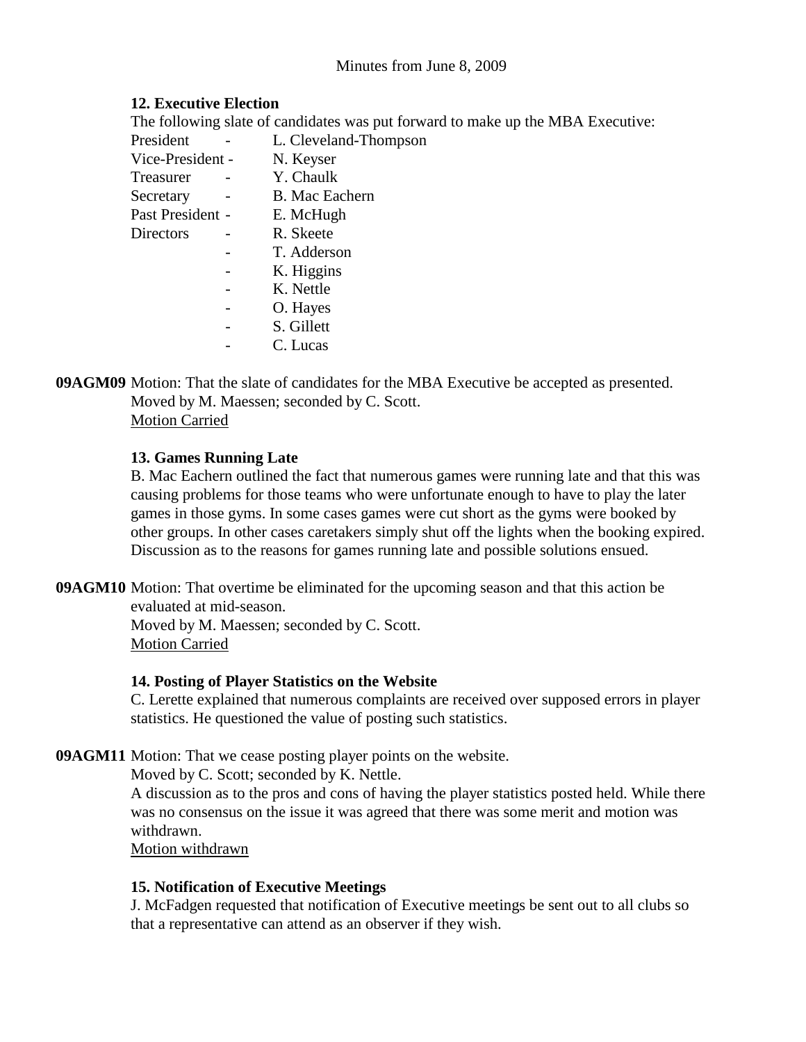Minutes from June 8, 2009

**12. Executive Election**

The following slate of candidates was put forward to make up the MBA Executive:

| | | |
|---|---|---|
| President | - | L. Cleveland-Thompson |
| Vice-President | - | N. Keyser |
| Treasurer | - | Y. Chaulk |
| Secretary | - | B. Mac Eachern |
| Past President | - | E. McHugh |
| Directors | - | R. Skeete |
| | - | T. Adderson |
| | - | K. Higgins |
| | - | K. Nettle |
| | - | O. Hayes |
| | - | S. Gillett |
| | - | C. Lucas |

**09AGM09** Motion: That the slate of candidates for the MBA Executive be accepted as presented.
Moved by M. Maessen; seconded by C. Scott.
Motion Carried

**13. Games Running Late**

B. Mac Eachern outlined the fact that numerous games were running late and that this was causing problems for those teams who were unfortunate enough to have to play the later games in those gyms. In some cases games were cut short as the gyms were booked by other groups. In other cases caretakers simply shut off the lights when the booking expired. Discussion as to the reasons for games running late and possible solutions ensued.

**09AGM10** Motion: That overtime be eliminated for the upcoming season and that this action be evaluated at mid-season.
Moved by M. Maessen; seconded by C. Scott.
Motion Carried

**14. Posting of Player Statistics on the Website**

C. Lerette explained that numerous complaints are received over supposed errors in player statistics. He questioned the value of posting such statistics.

**09AGM11** Motion: That we cease posting player points on the website.
Moved by C. Scott; seconded by K. Nettle.
A discussion as to the pros and cons of having the player statistics posted held. While there was no consensus on the issue it was agreed that there was some merit and motion was withdrawn.
Motion withdrawn

**15. Notification of Executive Meetings**

J. McFadgen requested that notification of Executive meetings be sent out to all clubs so that a representative can attend as an observer if they wish.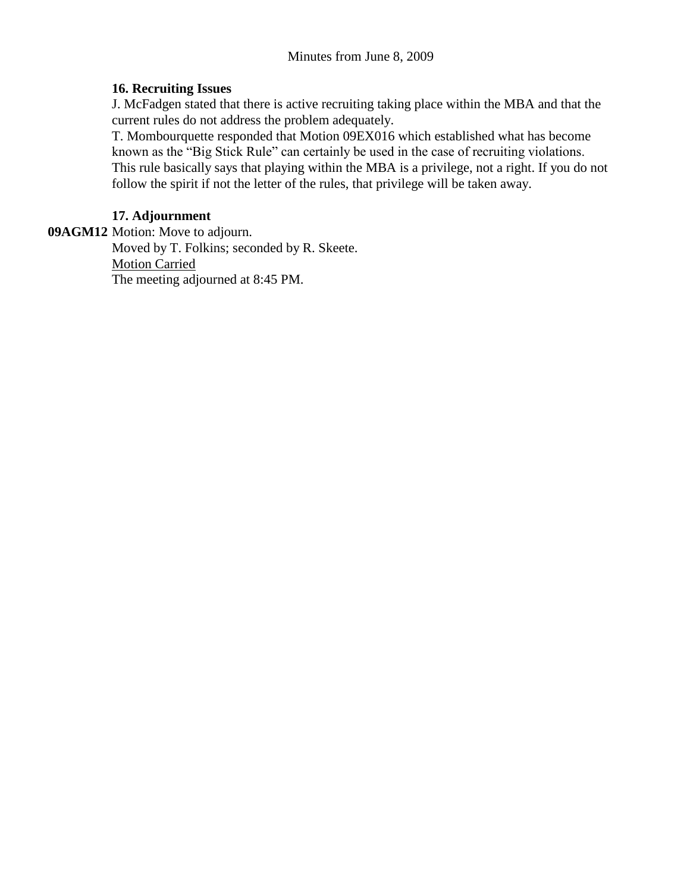### 16. Recruiting Issues

J. McFadgen stated that there is active recruiting taking place within the MBA and that the current rules do not address the problem adequately.

T. Mombourquette responded that Motion 09EX016 which established what has become known as the "Big Stick Rule" can certainly be used in the case of recruiting violations. This rule basically says that playing within the MBA is a privilege, not a right. If you do not follow the spirit if not the letter of the rules, that privilege will be taken away.

### 17. Adjournment

**09AGM12** Motion: Move to adjourn.

Moved by T. Folkins; seconded by R. Skeete.

<u>Motion Carried</u>

The meeting adjourned at 8:45 PM.